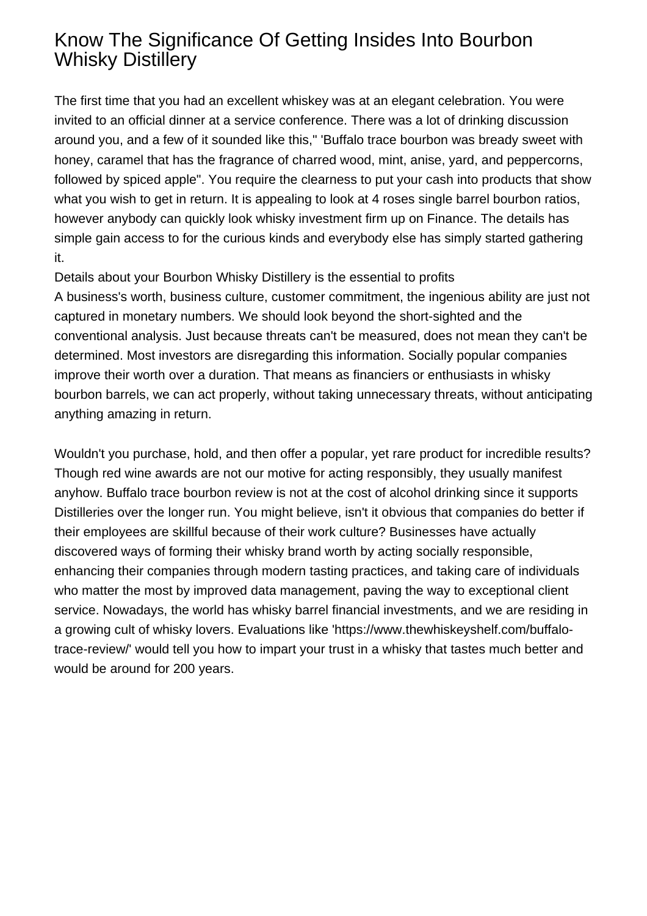# Know The Significance Of Getting Insides Into Bourbon Whisky Distillery

The first time that you had an excellent whiskey was at an elegant celebration. You were invited to an official dinner at a service conference. There was a lot of drinking discussion around you, and a few of it sounded like this," 'Buffalo trace bourbon was bready sweet with honey, caramel that has the fragrance of charred wood, mint, anise, yard, and peppercorns, followed by spiced apple". You require the clearness to put your cash into products that show what you wish to get in return. It is appealing to look at 4 roses single barrel bourbon ratios, however anybody can quickly look whisky investment firm up on Finance. The details has simple gain access to for the curious kinds and everybody else has simply started gathering it.

Details about your Bourbon Whisky Distillery is the essential to profits

A business's worth, business culture, customer commitment, the ingenious ability are just not captured in monetary numbers. We should look beyond the short-sighted and the conventional analysis. Just because threats can't be measured, does not mean they can't be determined. Most investors are disregarding this information. Socially popular companies improve their worth over a duration. That means as financiers or enthusiasts in whisky bourbon barrels, we can act properly, without taking unnecessary threats, without anticipating anything amazing in return.

Wouldn't you purchase, hold, and then offer a popular, yet rare product for incredible results? Though red wine awards are not our motive for acting responsibly, they usually manifest anyhow. Buffalo trace bourbon review is not at the cost of alcohol drinking since it supports Distilleries over the longer run. You might believe, isn't it obvious that companies do better if their employees are skillful because of their work culture? Businesses have actually discovered ways of forming their whisky brand worth by acting socially responsible, enhancing their companies through modern tasting practices, and taking care of individuals who matter the most by improved data management, paving the way to exceptional client service. Nowadays, the world has whisky barrel financial investments, and we are residing in a growing cult of whisky lovers. Evaluations like 'https://www.thewhiskeyshelf.com/buffalo-trace-review/' would tell you how to impart your trust in a whisky that tastes much better and would be around for 200 years.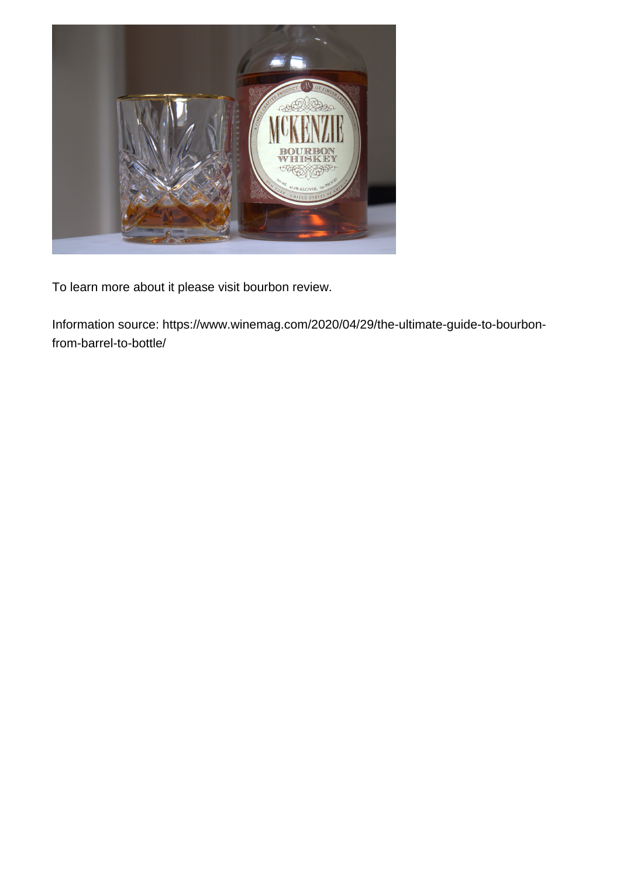To learn more about it please visit bourbon review.

Information source: https://www.winemag.com/2020/04/29/the-ultimate-guide-to-bourbon-from-barrel-to-bottle/